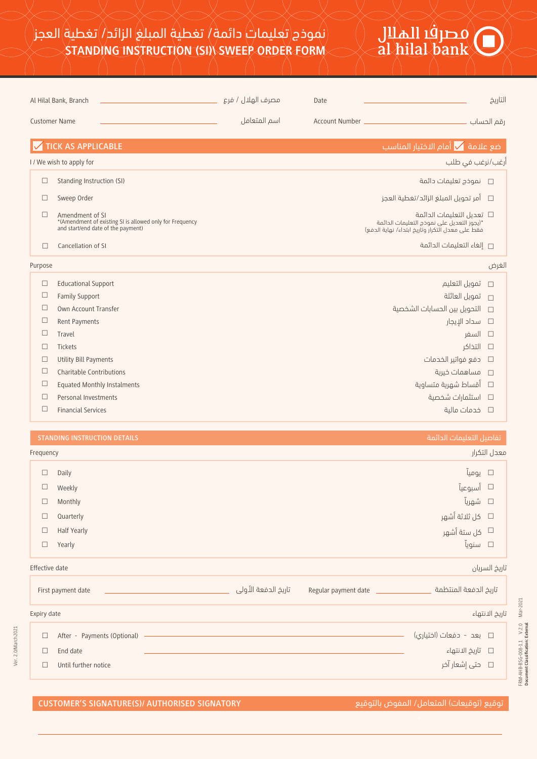مصرف الهلال
al hilal bank

# نموذج تعليمات دائمة/ تغطية المبلغ الزائد/ تغطية العجز
# STANDING INSTRUCTION (SI)\ SWEEP ORDER FORM

Al Hilal Bank, Branch ____________________ مصرف الهلال / فرع

Date ____________________ التاريخ

Customer Name ____________________ اسم المتعامل

Account Number ____________________ رقم الحساب

## ☑ TICK AS APPLICABLE — ضع علامة ☑ أمام الاختيار المناسب

I / We wish to apply for — أرغب/نرغب في طلب

- ☐ Standing Instruction (SI) — نموذج تعليمات دائمة
- ☐ Sweep Order — أمر تحويل المبلغ الزائد/تغطية العجز
- ☐ Amendment of SI — تعديل التعليمات الدائمة
  *(Amendment of existing SI is allowed only for Frequency and start/end date of the payment)
  *(يجوز التعديل على نموذج التعليمات الدائمة فقط على معدل التكرار وتاريخ ابتداء/ نهاية الدفع)
- ☐ Cancellation of SI — إلغاء التعليمات الدائمة

Purpose — الغرض

- ☐ Educational Support — تمويل التعليم
- ☐ Family Support — تمويل العائلة
- ☐ Own Account Transfer — التحويل بين الحسابات الشخصية
- ☐ Rent Payments — سداد الإيجار
- ☐ Travel — السفر
- ☐ Tickets — التذاكر
- ☐ Utility Bill Payments — دفع فواتير الخدمات
- ☐ Charitable Contributions — مساهمات خيرية
- ☐ Equated Monthly Instalments — أقساط شهرية متساوية
- ☐ Personal Investments — استثمارات شخصية
- ☐ Financial Services — خدمات مالية

## STANDING INSTRUCTION DETAILS — تفاصيل التعليمات الدائمة

Frequency — معدل التكرار

- ☐ Daily — يومياً
- ☐ Weekly — أسبوعياً
- ☐ Monthly — شهرياً
- ☐ Quarterly — كل ثلاثة أشهر
- ☐ Half Yearly — كل ستة أشهر
- ☐ Yearly — سنوياً

Effective date — تاريخ السريان

First payment date ____________________ تاريخ الدفعة الأولى

Regular payment date ____________________ تاريخ الدفعة المنتظمة

Expiry date — تاريخ الانتهاء

- ☐ After - Payments (Optional) ____________________ بعد - دفعات (اختياري)
- ☐ End date ____________________ تاريخ الانتهاء
- ☐ Until further notice — حتى إشعار آخر

## CUSTOMER'S SIGNATURE(S)/ AUTHORISED SIGNATORY — توقيع (توقيعات) المتعامل/ المفوض بالتوقيع

____________________________________________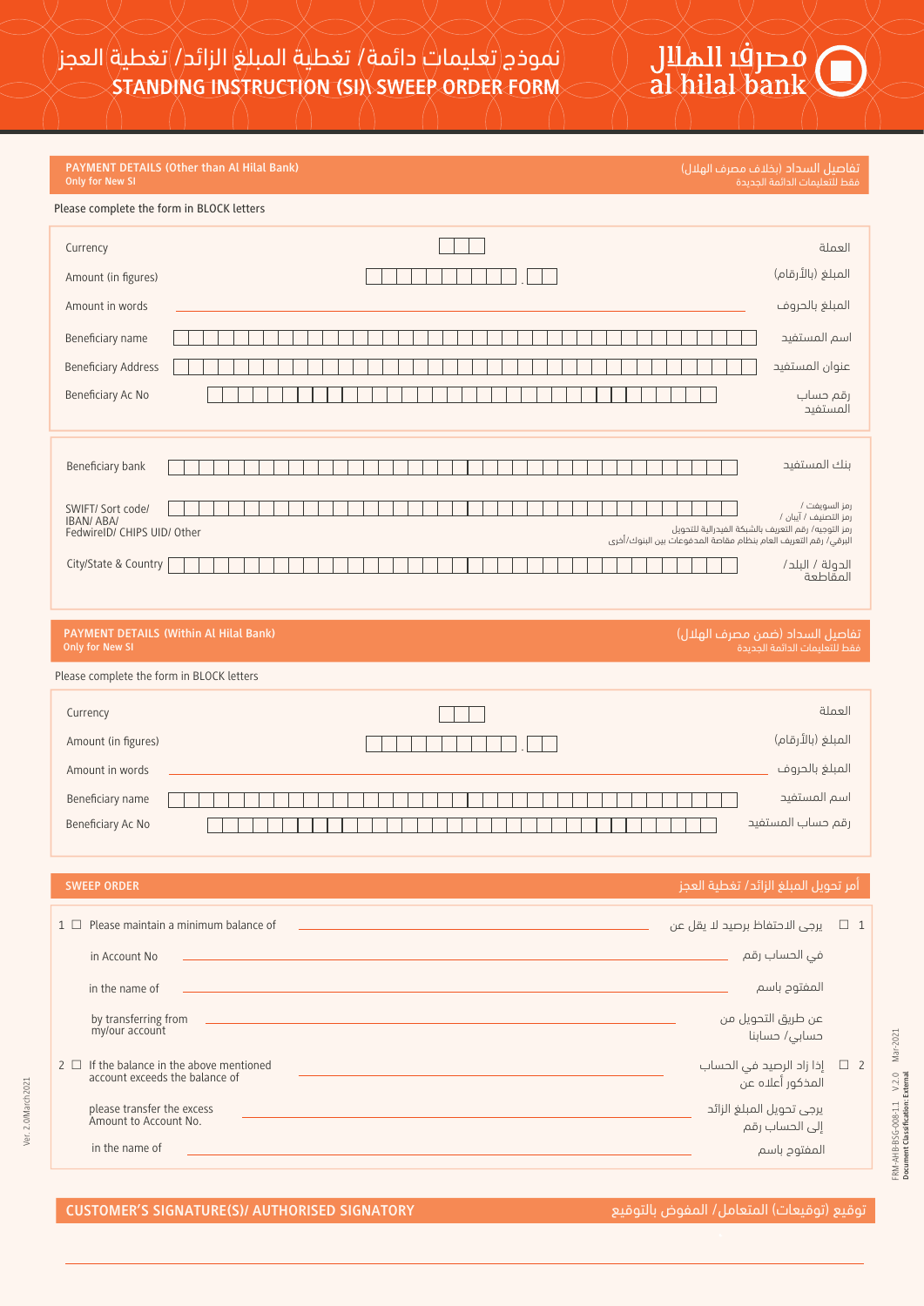# نموذج تعليمات دائمة/ تغطية المبلغ الزائد/ تغطية العجز
# STANDING INSTRUCTION (SI)\ SWEEP ORDER FORM

مصرف الهلال
al hilal bank

## PAYMENT DETAILS (Other than Al Hilal Bank) — تفاصيل السداد (بخلاف مصرف الهلال)

Only for New SI — فقط للتعليمات الدائمة الجديدة

Please complete the form in BLOCK letters

| | | |
|---|---|---|
| Currency | | العملة |
| Amount (in figures) | . | المبلغ (بالأرقام) |
| Amount in words | | المبلغ بالحروف |
| Beneficiary name | | اسم المستفيد |
| Beneficiary Address | | عنوان المستفيد |
| Beneficiary Ac No | | رقم حساب المستفيد |

| | | |
|---|---|---|
| Beneficiary bank | | بنك المستفيد |
| SWIFT/ Sort code/ IBAN/ ABA/ FedwireID/ CHIPS UID/ Other | | رمز السويفت / رمز التصنيف / آيبان / رمز التوجيه/ رقم التعريف بالشبكة الفيدرالية للتحويل البرقي/ رقم التعريف العام بنظام مقاصة المدفوعات بين البنوك/أخرى |
| City/State & Country | | الدولة / البلد/ المقاطعة |

## PAYMENT DETAILS (Within Al Hilal Bank) — تفاصيل السداد (ضمن مصرف الهلال)

Only for New SI — فقط للتعليمات الدائمة الجديدة

Please complete the form in BLOCK letters

| | | |
|---|---|---|
| Currency | | العملة |
| Amount (in figures) | . | المبلغ (بالأرقام) |
| Amount in words | | المبلغ بالحروف |
| Beneficiary name | | اسم المستفيد |
| Beneficiary Ac No | | رقم حساب المستفيد |

## SWEEP ORDER — أمر تحويل المبلغ الزائد/ تغطية العجز

1 ☐ Please maintain a minimum balance of ____________ يرجى الاحتفاظ برصيد لا يقل عن ☐ 1

in Account No ____________ في الحساب رقم

in the name of ____________ المفتوح باسم

by transferring from my/our account ____________ عن طريق التحويل من حسابي/ حسابنا

2 ☐ If the balance in the above mentioned account exceeds the balance of ____________ إذا زاد الرصيد في الحساب المذكور أعلاه عن ☐ 2

please transfer the excess Amount to Account No. ____________ يرجى تحويل المبلغ الزائد إلى الحساب رقم

in the name of ____________ المفتوح باسم

## CUSTOMER'S SIGNATURE(S)/ AUTHORISED SIGNATORY — توقيع (توقيعات) المتعامل/ المفوض بالتوقيع

____________________________________________

Ver. 2.0/March 2021

FRM-AHB-BSG-008-1.1 V.2.0 Mar-2021
Document Classification: External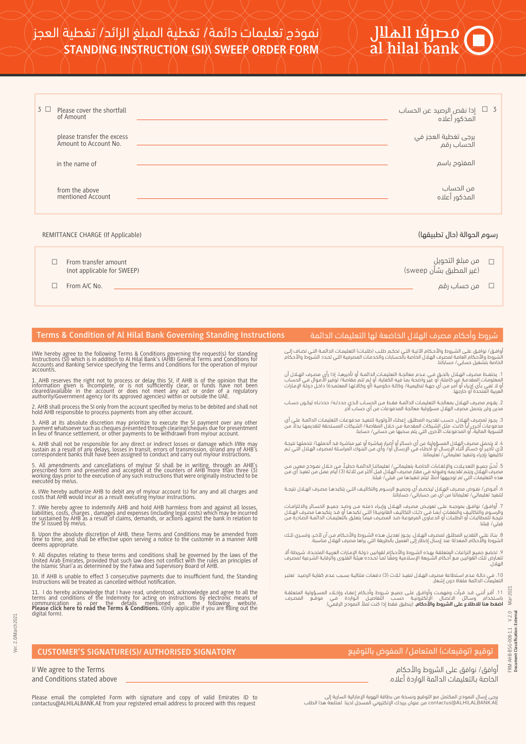# نموذج تعليمات دائمة/ تغطية المبلغ الزائد/ تغطية العجز
# STANDING INSTRUCTION (SI)\ SWEEP ORDER FORM

مصرف الهلال
al hilal bank

| | | |
|---|---|---|
| 3 ☐ Please cover the shortfall of Amount | ________ | إذا نقص الرصيد عن الحساب المذكور أعلاه ☐ 3 |
| please transfer the excess Amount to Account No. | ________ | يرجى تغطية العجز في الحساب رقم |
| in the name of | ________ | المفتوح باسم |
| from the above mentioned Account | ________ | من الحساب المذكور أعلاه |

REMITTANCE CHARGE (If Applicable) — رسوم الحوالة (حال تطبيقها)

| | | |
|---|---|---|
| ☐ From transfer amount (not applicable for SWEEP) | | من مبلغ التحويل (غير المطبق بشأن sweep) ☐ |
| ☐ From A/C No. | ________ | من حساب رقم ☐ |

## Terms & Condition of Al Hilal Bank Governing Standing Instructions

I/We hereby agree to the following Terms & Conditions governing the request(s) for standing Instructions (SI) which is in addition to Al Hilal Bank's (AHB) General Terms and Conditions for Accounts and Banking Service specifying the Terms and Conditions for the operation of my/our account/s.

1. AHB reserves the right not to process or delay this SI, if AHB is of the opinion that the information given is incomplete, or is not sufficiently clear, or funds have not been cleared/available in the account or does not meet any act or order of a regulatory authority/Government agency (or its approved agencies) within or outside the UAE.

2. AHB shall process the SI only from the account specified by me/us to be debited and shall not hold AHB responsible to process payments from any other account.

3. AHB at its absolute discretion may prioritize to execute the SI payment over any other payment whatsoever such as cheques presented through clearing/cheques due for presentment in lieu of finance settlement, or other payments to be withdrawn from my/our account.

4. AHB shall not be responsible for any direct or indirect losses or damage which I/We may sustain as a result of any delays, losses in transit, errors of transmission, or/and any of AHB's correspondent banks that have been assigned to conduct and carry out my/our instructions.

5. All amendments and cancellations of my/our SI shall be in writing, through an AHB's prescribed form and presented and accepted at the counters of AHB more than three (3) working days prior to the execution of any such instructions that were originally instructed to be executed by me/us.

6. I/We hereby authorize AHB to debit any of my/our account (s) for any and all charges and costs that AHB would incur as a result executing my/our instructions.

7. I/We hereby agree to indemnify AHB and hold AHB harmless from and against all losses, liabilities, costs, charges , damages and expenses (including legal costs) which may be incurred or sustained by AHB as a result of claims, demands, or actions against the bank in relation to the SI issued by me/us.

8. Upon the absolute discretion of AHB, these Terms and Conditions may be amended from time to time, and shall be effective upon serving a notice to the customer in a manner AHB deems appropriate.

9. All disputes relating to these terms and conditions shall be governed by the laws of the United Arab Emirates, provided that such law does not conflict with the rules an principles of the Islamic Shari'a as determined by the Fatwa and Supervisory Board of AHB.

10. If AHB is unable to effect 3 consecutive payments due to insufficient fund, the Standing Instructions will be treated as cancelled without notification.

11. I do hereby acknowledge that I have read, understood, acknowledge and agree to all the terms and conditions of the Indemnity for acting on instructions by electronic means of communication as per the details mentioned on the following website. **Please click here to read the Terms & Conditions.** (Only applicable if you are filling out the digital form).

## شروط وأحكام مصرف الهلال الخاضعة لها التعليمات الدائمة

أوافق/ نوافق على الشروط والأحكام الآتية التي تحكم طلب (طلبات) التعليمات الدائمة التي تضاف إلى الشروط والأحكام العامة لمصرف الهلال الخاصة بالحسابات والخدمات المصرفية التي تحدد الشروط والأحكام الخاصة بتشغيل حسابي/ حساباتنا.

1. يحتفظ مصرف الهلال بالحق في عدم معالجة التعليمات الدائمة أو تأخيرها، إذا رأى مصرف الهلال أن المعلومات المقدمة غير كاملة، أو غير واضحة بما فيه الكفاية، أو لم تتم مقاصة/ توفير الأموال في الحساب أو لا تفي بأي إجراء أو أمر من أي جهة تنظيمية/ وكالة حكومية (أو وكالاتها المعتمدة) داخل دولة الإمارات العربية المتحدة أو خارجها.

2. يقوم مصرف الهلال بمعالجة التعليمات الدائمة فقط من الحساب الذي حددته/ حددناه ليكون حساب مدين ولن يتحمل مصرف الهلال مسؤولية معالجة المدفوعات من أي حساب آخر.

3. يجوز لمصرف الهلال، حسب تقديره المطلق، إعطاء الأولوية لتنفيذ مدفوعات التعليمات الدائمة على أي مدفوعات أخرى أياً كانت، مثل الشيكات المقدمة من خلال المقاصة/ الشيكات المستحقة لتقديمها بدلاً من التسوية المالية، أو المدفوعات الأخرى التي يتم سحبها من حسابي/ حسابنا.

4. لا يتحمل مصرف الهلال المسؤولية عن أي خسائر أو أضرار مباشرة أو غير مباشرة قد أتحملها/ نتحملها نتيجة لأي تأخير أو خسائر أثناء الإرسال أو أخطاء في الإرسال أو/ وأي من البنوك المراسلة لمصرف الهلال التي تم تكليفها بإجراء وتنفيذ تعليماتي/ تعليماتنا.

5. تُحرّر جميع التعديلات والإلغاءات الخاصة بتعليماتي/ تعليماتنا الدائمة خطياً، من خلال نموذج معين من مصرف الهلال ويتم تقديمه وقبوله في مقار مصرف الهلال قبل أكثر من ثلاثة (3) أيام عمل من تنفيذ أي من هذه التعليمات التي تم توجيهها أصلاً ليتم تنفيذها من قبلي/ قبلنا.

6. أفوض/ نفوض مصرف الهلال ليخصم أي وجميع الرسوم والتكاليف التي يتكبدها مصرف الهلال نتيجة لتنفيذ تعليماتي/ تعليماتنا من أي من حساباتي/ حساباتنا.

7. أوافق/ نوافق بموجبه على تعويض مصرف الهلال وإبراء ذمته من وضد جميع الخسائر والالتزامات والرسوم والتكاليف والنفقات (بما في ذلك التكاليف القانونية) التي تكبدها أو قد يتكبدها مصرف الهلال نتيجة للمطالبات أو الطلبات أو الدعاوى المرفوعة ضد المصرف فيما يتعلق بالتعليمات الدائمة الصادرة من قبلي/ قبلنا.

8. بناءً على التقدير المطلق لمصرف الهلال، يجوز تعديل هذه الشروط والأحكام من آن لآخر، وتسري تلك الشروط والأحكام المعدلة عند إرسال إخطار إلى العميل بالطريقة التي يراها مصرف الهلال مناسبة.

9. تخضع جميع النزاعات المتعلقة بهذه الشروط والأحكام لقوانين دولة الإمارات العربية المتحدة، شريطة ألا تتعارض تلك القوانين مع أحكام الشريعة الإسلامية وفقاً لما تحدده هيئة الفتوى والرقابة الشرعية لمصرف الهلال.

10. في حالة عدم استطاعة مصرف الهلال تنفيذ ثلاث (3) دفعات متتالية بسبب عدم كفاية الرصيد تعتبر التعليمات الدائمة ملغاة دون إشعار.

11. أقر أنني قد قرأت وفهمت وأوافق على جميع شروط وأحكام إعفاء وإخلاء المسؤولية المتعلقة باستخدام وسائل الاتصال الإلكترونية حسب التفاصيل الواردة في موقع المصرف. **اضغط هنا للاطلاع على الشروط والأحكام.** (ينطبق فقط إذا كنت تملأ النموذج الرقمي).

## CUSTOMER'S SIGNATURE(S)/ AUTHORISED SIGNATORY — توقيع (توقيعات) المتعامل/ المفوض بالتوقيع

I/ We agree to the Terms and Conditions stated above ________

أوافق/ نوافق على الشروط والأحكام الخاصة بالتعليمات الدائمة الواردة أعلاه.

Please email the completed Form with signature and copy of valid Emirates ID to contactus@ALHILALBANK.AE from your registered email address to proceed with this request

يرجى إرسال النموذج المكتمل مع التوقيع ونسخة من بطاقة الهوية الإماراتية السارية إلى contactus@ALHILALBANK.AE من عنوان بريدك الإلكتروني المسجل لدينا لمتابعة هذا الطلب

Ver. 2.0/March2021

FRM-AHB-BSG-008-1.1 V.2.0 Mar-2021
Document Classification: External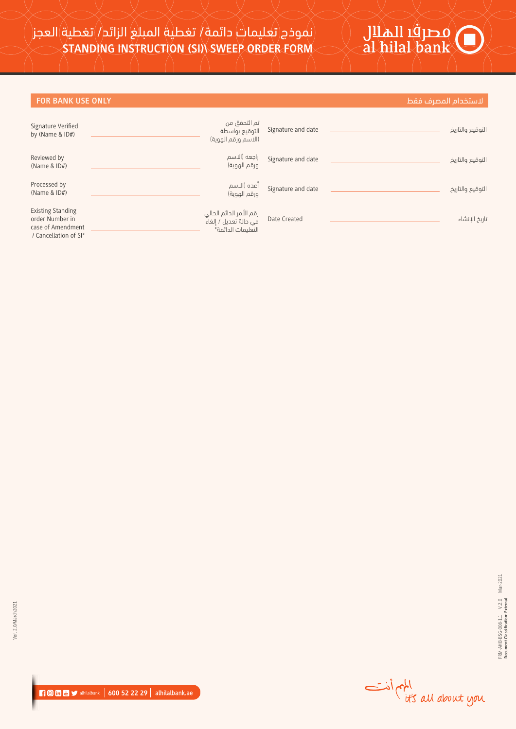# نموذج تعليمات دائمة/ تغطية المبلغ الزائد/ تغطية العجز
# STANDING INSTRUCTION (SI)\ SWEEP ORDER FORM

**مصرف الهلال**
**al hilal bank**

## FOR BANK USE ONLY | لاستخدام المصرف فقط

| | | | | | |
|---|---|---|---|---|---|
| Signature Verified by (Name & ID#) | ____________ | تم التحقق من التوقيع بواسطة (الاسم ورقم الهوية) | Signature and date | ____________ | التوقيع والتاريخ |
| Reviewed by (Name & ID#) | ____________ | راجعه (الاسم ورقم الهوية) | Signature and date | ____________ | التوقيع والتاريخ |
| Processed by (Name & ID#) | ____________ | أعده (الاسم ورقم الهوية) | Signature and date | ____________ | التوقيع والتاريخ |
| Existing Standing order Number in case of Amendment / Cancellation of SI* | ____________ | رقم الأمر الدائم الحالي في حالة تعديل / إلغاء التعليمات الدائمة* | Date Created | ____________ | تاريخ الإنشاء |

Ver. 2.0/March 2021

FRM-AHB-BSG-008-1.1 V.2.0 Mar-2021
**Document Classification: External**

alhilalbank | 600 52 22 29 | alhilalbank.ae

المهم أنت it's all about you